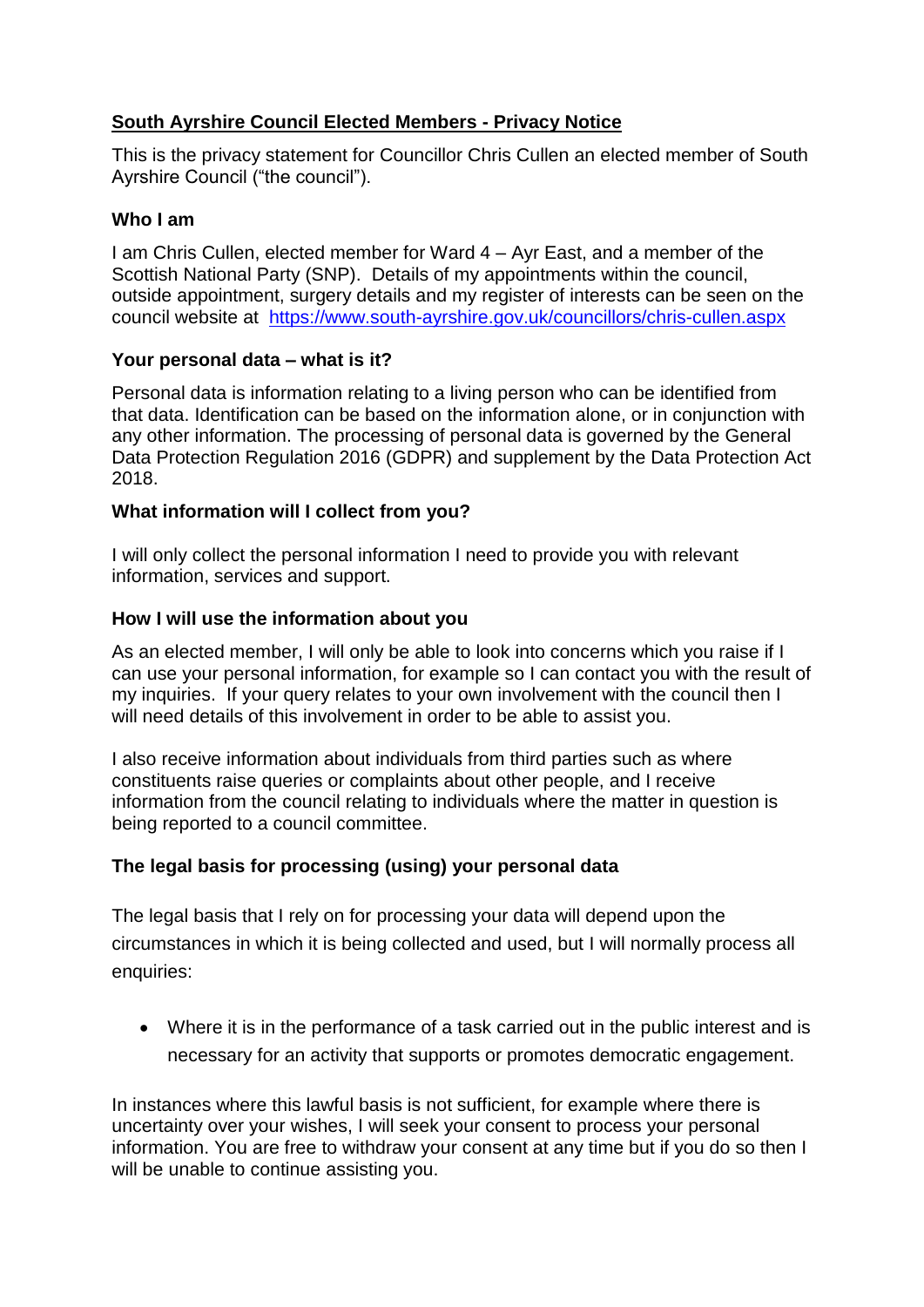# South Ayrshire Council Elected Members - Privacy Notice

This is the privacy statement for Councillor Chris Cullen an elected member of South Ayrshire Council ("the council").

## Who I am

I am Chris Cullen, elected member for Ward 4 – Ayr East, and a member of the Scottish National Party (SNP). Details of my appointments within the council, outside appointment, surgery details and my register of interests can be seen on the council website at https://www.south-ayrshire.gov.uk/councillors/chris-cullen.aspx

## Your personal data – what is it?

Personal data is information relating to a living person who can be identified from that data. Identification can be based on the information alone, or in conjunction with any other information. The processing of personal data is governed by the General Data Protection Regulation 2016 (GDPR) and supplement by the Data Protection Act 2018.

## What information will I collect from you?

I will only collect the personal information I need to provide you with relevant information, services and support.

## How I will use the information about you

As an elected member, I will only be able to look into concerns which you raise if I can use your personal information, for example so I can contact you with the result of my inquiries. If your query relates to your own involvement with the council then I will need details of this involvement in order to be able to assist you.

I also receive information about individuals from third parties such as where constituents raise queries or complaints about other people, and I receive information from the council relating to individuals where the matter in question is being reported to a council committee.

## The legal basis for processing (using) your personal data

The legal basis that I rely on for processing your data will depend upon the circumstances in which it is being collected and used, but I will normally process all enquiries:

- Where it is in the performance of a task carried out in the public interest and is necessary for an activity that supports or promotes democratic engagement.

In instances where this lawful basis is not sufficient, for example where there is uncertainty over your wishes, I will seek your consent to process your personal information. You are free to withdraw your consent at any time but if you do so then I will be unable to continue assisting you.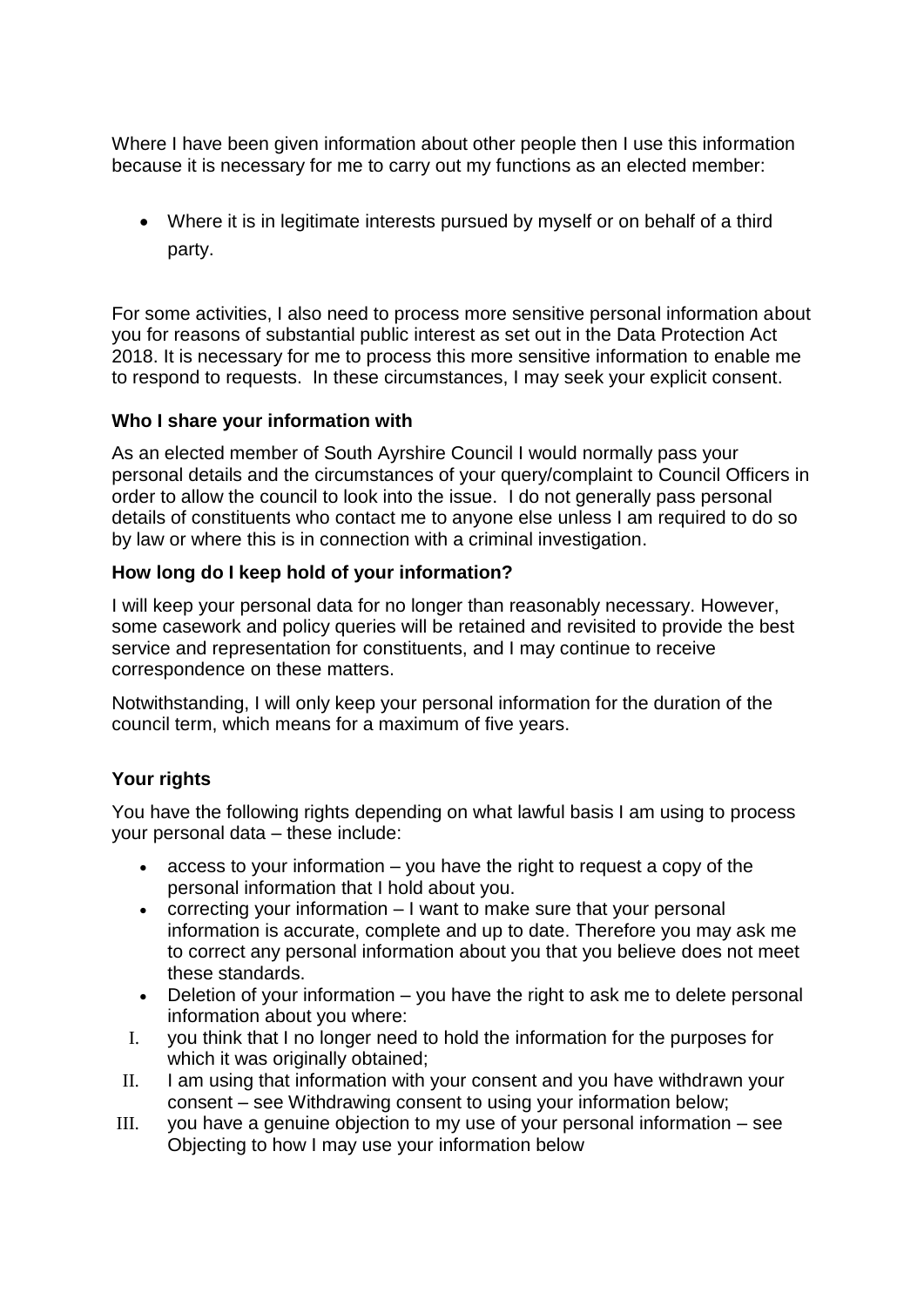Where I have been given information about other people then I use this information because it is necessary for me to carry out my functions as an elected member:

- Where it is in legitimate interests pursued by myself or on behalf of a third party.

For some activities, I also need to process more sensitive personal information about you for reasons of substantial public interest as set out in the Data Protection Act 2018. It is necessary for me to process this more sensitive information to enable me to respond to requests. In these circumstances, I may seek your explicit consent.

**Who I share your information with**

As an elected member of South Ayrshire Council I would normally pass your personal details and the circumstances of your query/complaint to Council Officers in order to allow the council to look into the issue. I do not generally pass personal details of constituents who contact me to anyone else unless I am required to do so by law or where this is in connection with a criminal investigation.

**How long do I keep hold of your information?**

I will keep your personal data for no longer than reasonably necessary. However, some casework and policy queries will be retained and revisited to provide the best service and representation for constituents, and I may continue to receive correspondence on these matters.

Notwithstanding, I will only keep your personal information for the duration of the council term, which means for a maximum of five years.

**Your rights**

You have the following rights depending on what lawful basis I am using to process your personal data – these include:

- access to your information – you have the right to request a copy of the personal information that I hold about you.
- correcting your information – I want to make sure that your personal information is accurate, complete and up to date. Therefore you may ask me to correct any personal information about you that you believe does not meet these standards.
- Deletion of your information – you have the right to ask me to delete personal information about you where:

I. you think that I no longer need to hold the information for the purposes for which it was originally obtained;

II. I am using that information with your consent and you have withdrawn your consent – see Withdrawing consent to using your information below;

III. you have a genuine objection to my use of your personal information – see Objecting to how I may use your information below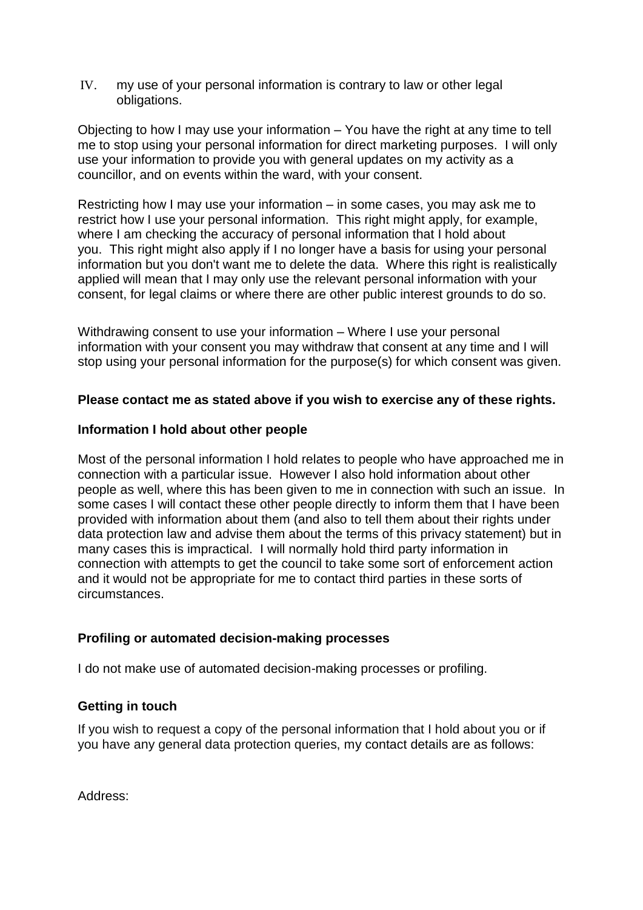IV. my use of your personal information is contrary to law or other legal obligations.

Objecting to how I may use your information – You have the right at any time to tell me to stop using your personal information for direct marketing purposes. I will only use your information to provide you with general updates on my activity as a councillor, and on events within the ward, with your consent.

Restricting how I may use your information – in some cases, you may ask me to restrict how I use your personal information. This right might apply, for example, where I am checking the accuracy of personal information that I hold about you. This right might also apply if I no longer have a basis for using your personal information but you don't want me to delete the data. Where this right is realistically applied will mean that I may only use the relevant personal information with your consent, for legal claims or where there are other public interest grounds to do so.

Withdrawing consent to use your information – Where I use your personal information with your consent you may withdraw that consent at any time and I will stop using your personal information for the purpose(s) for which consent was given.

**Please contact me as stated above if you wish to exercise any of these rights.**

**Information I hold about other people**

Most of the personal information I hold relates to people who have approached me in connection with a particular issue. However I also hold information about other people as well, where this has been given to me in connection with such an issue. In some cases I will contact these other people directly to inform them that I have been provided with information about them (and also to tell them about their rights under data protection law and advise them about the terms of this privacy statement) but in many cases this is impractical. I will normally hold third party information in connection with attempts to get the council to take some sort of enforcement action and it would not be appropriate for me to contact third parties in these sorts of circumstances.

**Profiling or automated decision-making processes**

I do not make use of automated decision-making processes or profiling.

**Getting in touch**

If you wish to request a copy of the personal information that I hold about you or if you have any general data protection queries, my contact details are as follows:

Address: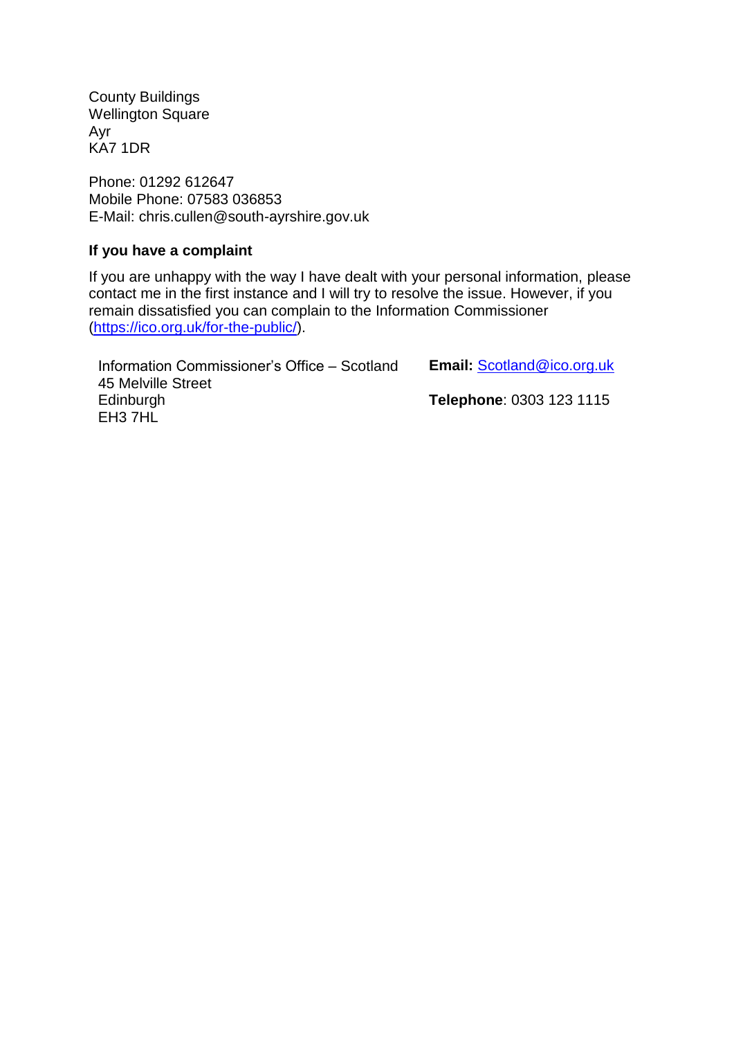County Buildings
Wellington Square
Ayr
KA7 1DR

Phone: 01292 612647
Mobile Phone: 07583 036853
E-Mail: chris.cullen@south-ayrshire.gov.uk

**If you have a complaint**

If you are unhappy with the way I have dealt with your personal information, please contact me in the first instance and I will try to resolve the issue. However, if you remain dissatisfied you can complain to the Information Commissioner (https://ico.org.uk/for-the-public/).

Information Commissioner's Office – Scotland
45 Melville Street
Edinburgh
EH3 7HL

**Email:** Scotland@ico.org.uk

**Telephone**: 0303 123 1115